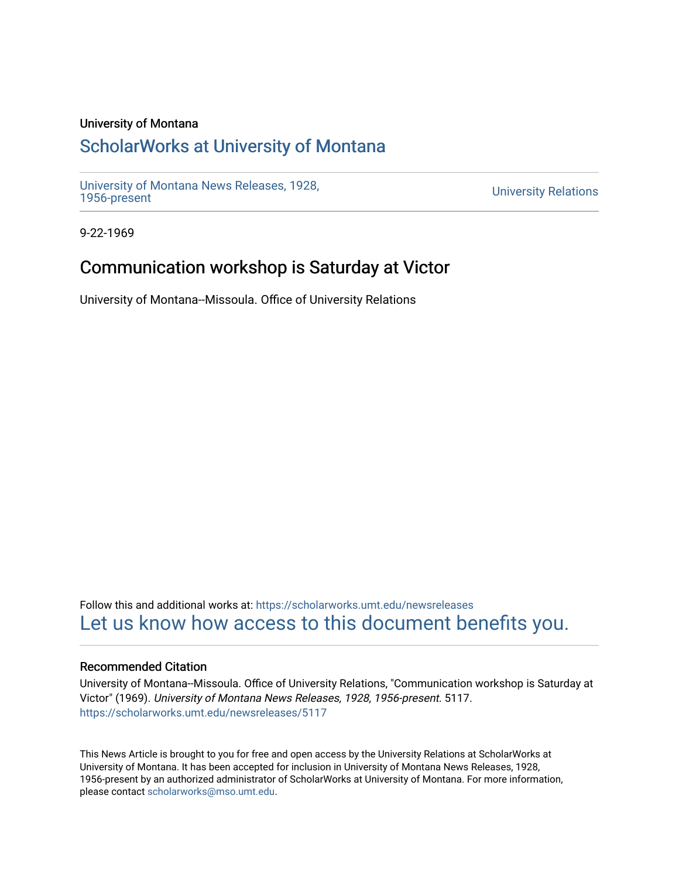University of Montana

# ScholarWorks at University of Montana

University of Montana News Releases, 1928, 1956-present

University Relations

9-22-1969

## Communication workshop is Saturday at Victor

University of Montana--Missoula. Office of University Relations

Follow this and additional works at: https://scholarworks.umt.edu/newsreleases

Let us know how access to this document benefits you.

### Recommended Citation

University of Montana--Missoula. Office of University Relations, "Communication workshop is Saturday at Victor" (1969). *University of Montana News Releases, 1928, 1956-present*. 5117. https://scholarworks.umt.edu/newsreleases/5117

This News Article is brought to you for free and open access by the University Relations at ScholarWorks at University of Montana. It has been accepted for inclusion in University of Montana News Releases, 1928, 1956-present by an authorized administrator of ScholarWorks at University of Montana. For more information, please contact scholarworks@mso.umt.edu.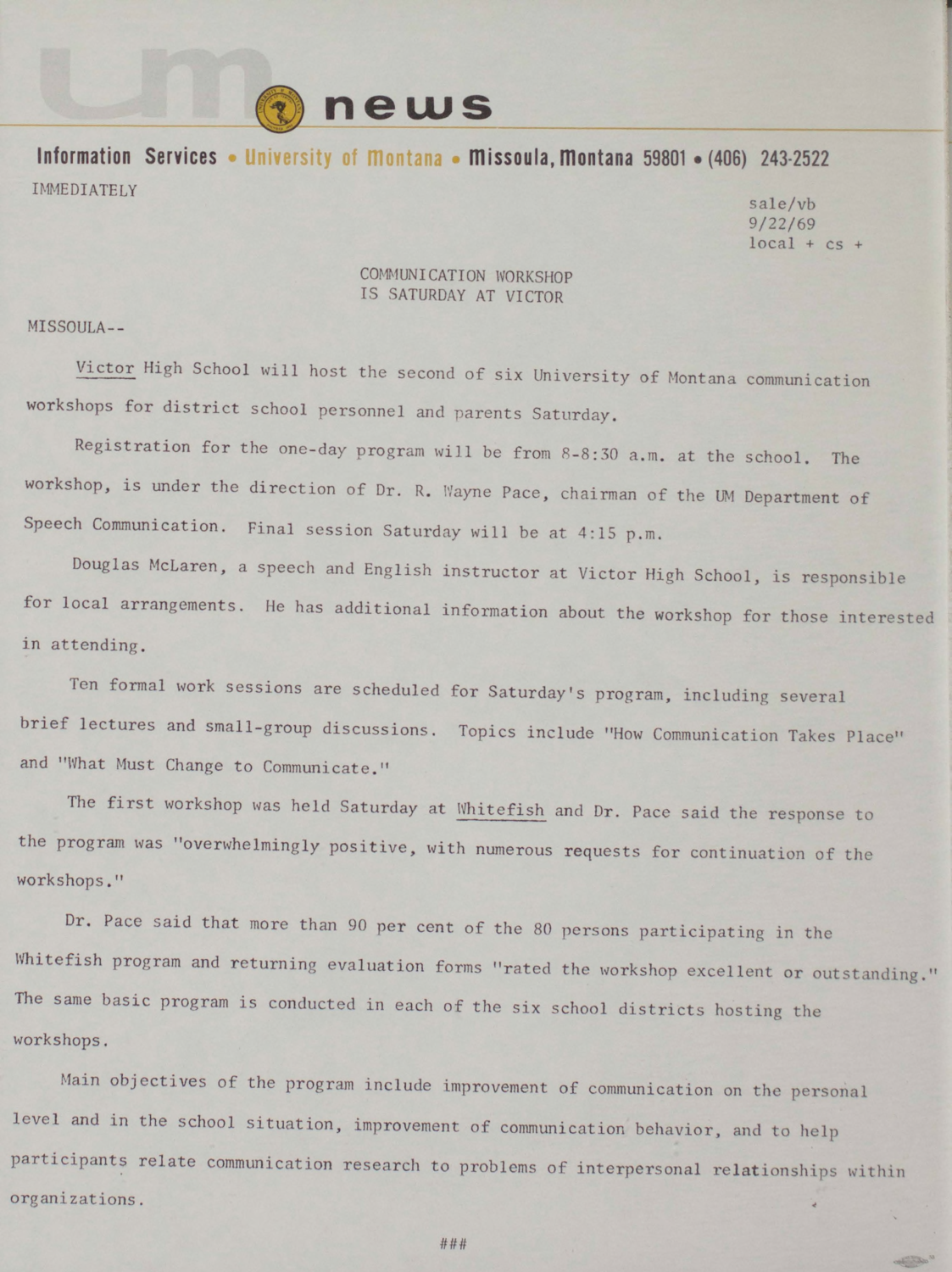**um news**

**Information Services • University of Montana • Missoula, Montana 59801 • (406) 243-2522**

IMMEDIATELY

sale/vb
9/22/69
local + cs +

COMMUNICATION WORKSHOP
IS SATURDAY AT VICTOR

MISSOULA--

Victor High School will host the second of six University of Montana communication workshops for district school personnel and parents Saturday.

Registration for the one-day program will be from 8-8:30 a.m. at the school. The workshop, is under the direction of Dr. R. Wayne Pace, chairman of the UM Department of Speech Communication. Final session Saturday will be at 4:15 p.m.

Douglas McLaren, a speech and English instructor at Victor High School, is responsible for local arrangements. He has additional information about the workshop for those interested in attending.

Ten formal work sessions are scheduled for Saturday's program, including several brief lectures and small-group discussions. Topics include "How Communication Takes Place" and "What Must Change to Communicate."

The first workshop was held Saturday at Whitefish and Dr. Pace said the response to the program was "overwhelmingly positive, with numerous requests for continuation of the workshops."

Dr. Pace said that more than 90 per cent of the 80 persons participating in the Whitefish program and returning evaluation forms "rated the workshop excellent or outstanding." The same basic program is conducted in each of the six school districts hosting the workshops.

Main objectives of the program include improvement of communication on the personal level and in the school situation, improvement of communication behavior, and to help participants relate communication research to problems of interpersonal relationships within organizations.

###